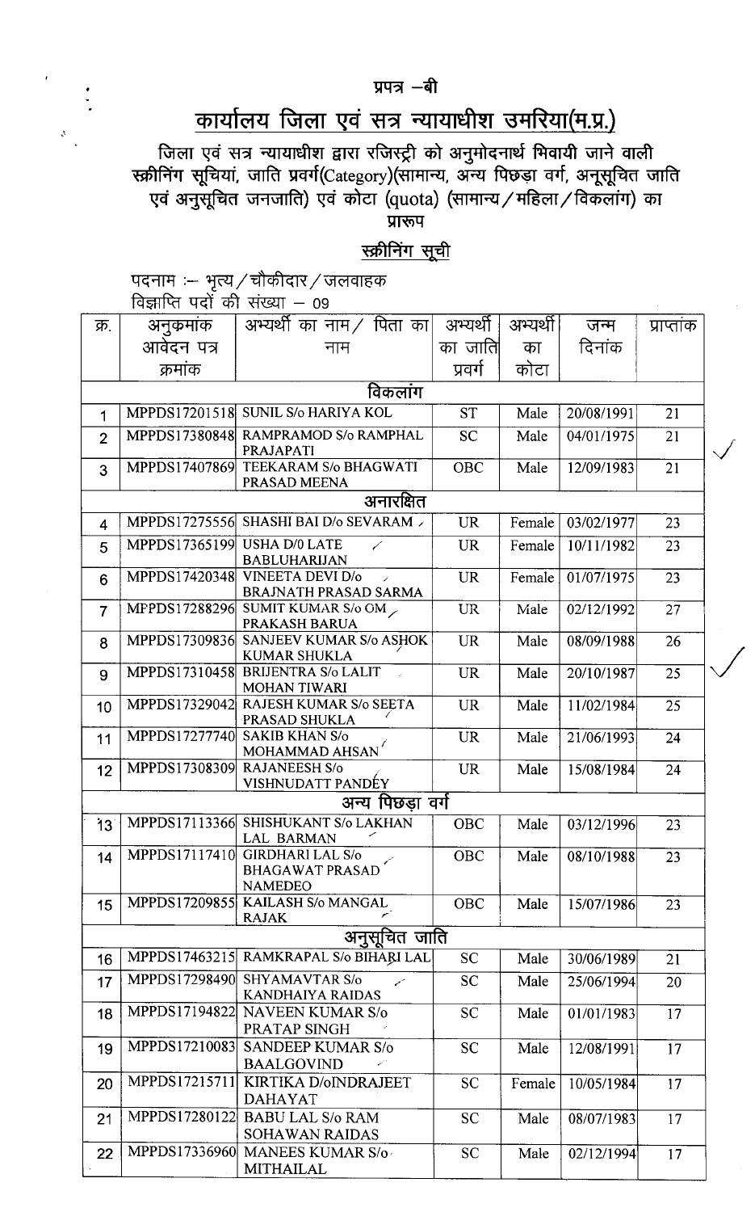प्रपत्र –बी

# कार्यालय जिला एवं सत्र न्यायाधीश उमरिया(म.प्र.)

## जिला एवं सत्र न्यायाधीश द्वारा रजिस्ट्री को अनुमोदनार्थ भिवायी जाने वाली स्क्रीनिंग सूचियां, जाति प्रवर्ग(Category)(सामान्य, अन्य पिछड़ा वर्ग, अनूसूचित जाति एवं अनुसूचित जनजाति) एवं कोटा (quota) (सामान्य/महिला/विकलांग) का प्रारूप

### स्क्रीनिंग सूची

पदनाम :– भृत्य/चौकीदार/जलवाहक
विज्ञप्ति पदों की संख्या – 09

| क्र. | अनुक्रमांक आवेदन पत्र क्रमांक | अभ्यर्थी का नाम/ पिता का नाम | अभ्यर्थी का जाति प्रवर्ग | अभ्यर्थी का कोटा | जन्म दिनांक | प्राप्तांक |
|---|---|---|---|---|---|---|
| | | **विकलांग** | | | | |
| 1 | MPPDS17201518 | SUNIL S/o HARIYA KOL | ST | Male | 20/08/1991 | 21 |
| 2 | MPPDS17380848 | RAMPRAMOD S/o RAMPHAL PRAJAPATI | SC | Male | 04/01/1975 | 21 |
| 3 | MPPDS17407869 | TEEKARAM S/o BHAGWATI PRASAD MEENA | OBC | Male | 12/09/1983 | 21 |
| | | **अनारक्षित** | | | | |
| 4 | MPPDS17275556 | SHASHI BAI D/o SEVARAM | UR | Female | 03/02/1977 | 23 |
| 5 | MPPDS17365199 | USHA D/0 LATE BABLUHARIJAN | UR | Female | 10/11/1982 | 23 |
| 6 | MPPDS17420348 | VINEETA DEVI D/o BRAJNATH PRASAD SARMA | UR | Female | 01/07/1975 | 23 |
| 7 | MPPDS17288296 | SUMIT KUMAR S/o OM PRAKASH BARUA | UR | Male | 02/12/1992 | 27 |
| 8 | MPPDS17309836 | SANJEEV KUMAR S/o ASHOK KUMAR SHUKLA | UR | Male | 08/09/1988 | 26 |
| 9 | MPPDS17310458 | BRIJENTRA S/o LALIT MOHAN TIWARI | UR | Male | 20/10/1987 | 25 |
| 10 | MPPDS17329042 | RAJESH KUMAR S/o SEETA PRASAD SHUKLA | UR | Male | 11/02/1984 | 25 |
| 11 | MPPDS17277740 | SAKIB KHAN S/o MOHAMMAD AHSAN | UR | Male | 21/06/1993 | 24 |
| 12 | MPPDS17308309 | RAJANEESH S/o VISHNUDATT PANDEY | UR | Male | 15/08/1984 | 24 |
| | | **अन्य पिछड़ा वर्ग** | | | | |
| 13 | MPPDS17113366 | SHISHUKANT S/o LAKHAN LAL BARMAN | OBC | Male | 03/12/1996 | 23 |
| 14 | MPPDS17117410 | GIRDHARI LAL S/o BHAGAWAT PRASAD NAMEDEO | OBC | Male | 08/10/1988 | 23 |
| 15 | MPPDS17209855 | KAILASH S/o MANGAL RAJAK | OBC | Male | 15/07/1986 | 23 |
| | | **अनुसूचित जाति** | | | | |
| 16 | MPPDS17463215 | RAMKRAPAL S/o BIHARI LAL | SC | Male | 30/06/1989 | 21 |
| 17 | MPPDS17298490 | SHYAMAVTAR S/o KANDHAIYA RAIDAS | SC | Male | 25/06/1994 | 20 |
| 18 | MPPDS17194822 | NAVEEN KUMAR S/o PRATAP SINGH | SC | Male | 01/01/1983 | 17 |
| 19 | MPPDS17210083 | SANDEEP KUMAR S/o BAALGOVIND | SC | Male | 12/08/1991 | 17 |
| 20 | MPPDS17215711 | KIRTIKA D/oINDRAJEET DAHAYAT | SC | Female | 10/05/1984 | 17 |
| 21 | MPPDS17280122 | BABU LAL S/o RAM SOHAWAN RAIDAS | SC | Male | 08/07/1983 | 17 |
| 22 | MPPDS17336960 | MANEES KUMAR S/o MITHAILAL | SC | Male | 02/12/1994 | 17 |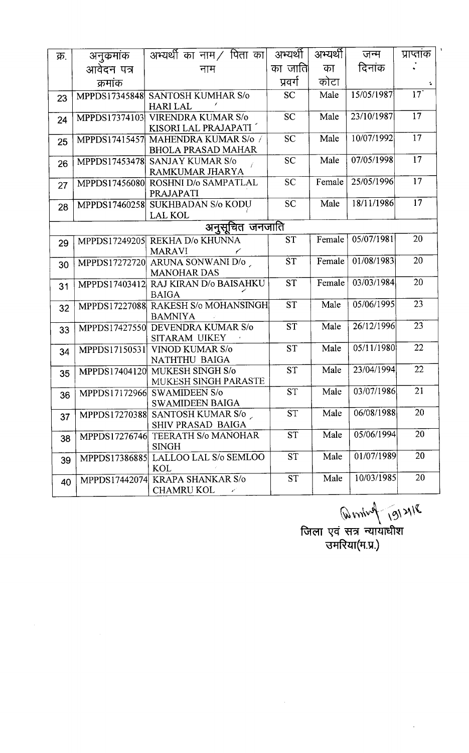| क्र. | अनुक्रमांक आवेदन पत्र क्रमांक | अभ्यर्थी का नाम / पिता का नाम | अभ्यर्थी का जाति प्रवर्ग | अभ्यर्थी का कोटा | जन्म दिनांक | प्राप्तांक |
|---|---|---|---|---|---|---|
| 23 | MPPDS17345848 | SANTOSH KUMHAR S/o HARI LAL | SC | Male | 15/05/1987 | 17 |
| 24 | MPPDS17374103 | VIRENDRA KUMAR S/o KISORI LAL PRAJAPATI | SC | Male | 23/10/1987 | 17 |
| 25 | MPPDS17415457 | MAHENDRA KUMAR S/o BHOLA PRASAD MAHAR | SC | Male | 10/07/1992 | 17 |
| 26 | MPPDS17453478 | SANJAY KUMAR S/o RAMKUMAR JHARYA | SC | Male | 07/05/1998 | 17 |
| 27 | MPPDS17456080 | ROSHNI D/o SAMPATLAL PRAJAPATI | SC | Female | 25/05/1996 | 17 |
| 28 | MPPDS17460258 | SUKHBADAN S/o KODU LAL KOL | SC | Male | 18/11/1986 | 17 |
| | | **अनुसूचित जनजाति** | | | | |
| 29 | MPPDS17249205 | REKHA D/o KHUNNA MARAVI | ST | Female | 05/07/1981 | 20 |
| 30 | MPPDS17272720 | ARUNA SONWANI D/o MANOHAR DAS | ST | Female | 01/08/1983 | 20 |
| 31 | MPPDS17403412 | RAJ KIRAN D/o BAISAHKU BAIGA | ST | Female | 03/03/1984 | 20 |
| 32 | MPPDS17227088 | RAKESH S/o MOHANSINGH BAMNIYA | ST | Male | 05/06/1995 | 23 |
| 33 | MPPDS17427550 | DEVENDRA KUMAR S/o SITARAM UIKEY | ST | Male | 26/12/1996 | 23 |
| 34 | MPPDS17150531 | VINOD KUMAR S/o NATHTHU BAIGA | ST | Male | 05/11/1980 | 22 |
| 35 | MPPDS17404120 | MUKESH SINGH S/o MUKESH SINGH PARASTE | ST | Male | 23/04/1994 | 22 |
| 36 | MPPDS17172966 | SWAMIDEEN S/o SWAMIDEEN BAIGA | ST | Male | 03/07/1986 | 21 |
| 37 | MPPDS17270388 | SANTOSH KUMAR S/o SHIV PRASAD BAIGA | ST | Male | 06/08/1988 | 20 |
| 38 | MPPDS17276746 | TEERATH S/o MANOHAR SINGH | ST | Male | 05/06/1994 | 20 |
| 39 | MPPDS17386885 | LALLOO LAL S/o SEMLOO KOL | ST | Male | 01/07/1989 | 20 |
| 40 | MPPDS17442074 | KRAPA SHANKAR S/o CHAMRU KOL | ST | Male | 10/03/1985 | 20 |

19/2/18

जिला एवं सत्र न्यायाधीश
उमरिया(म.प्र.)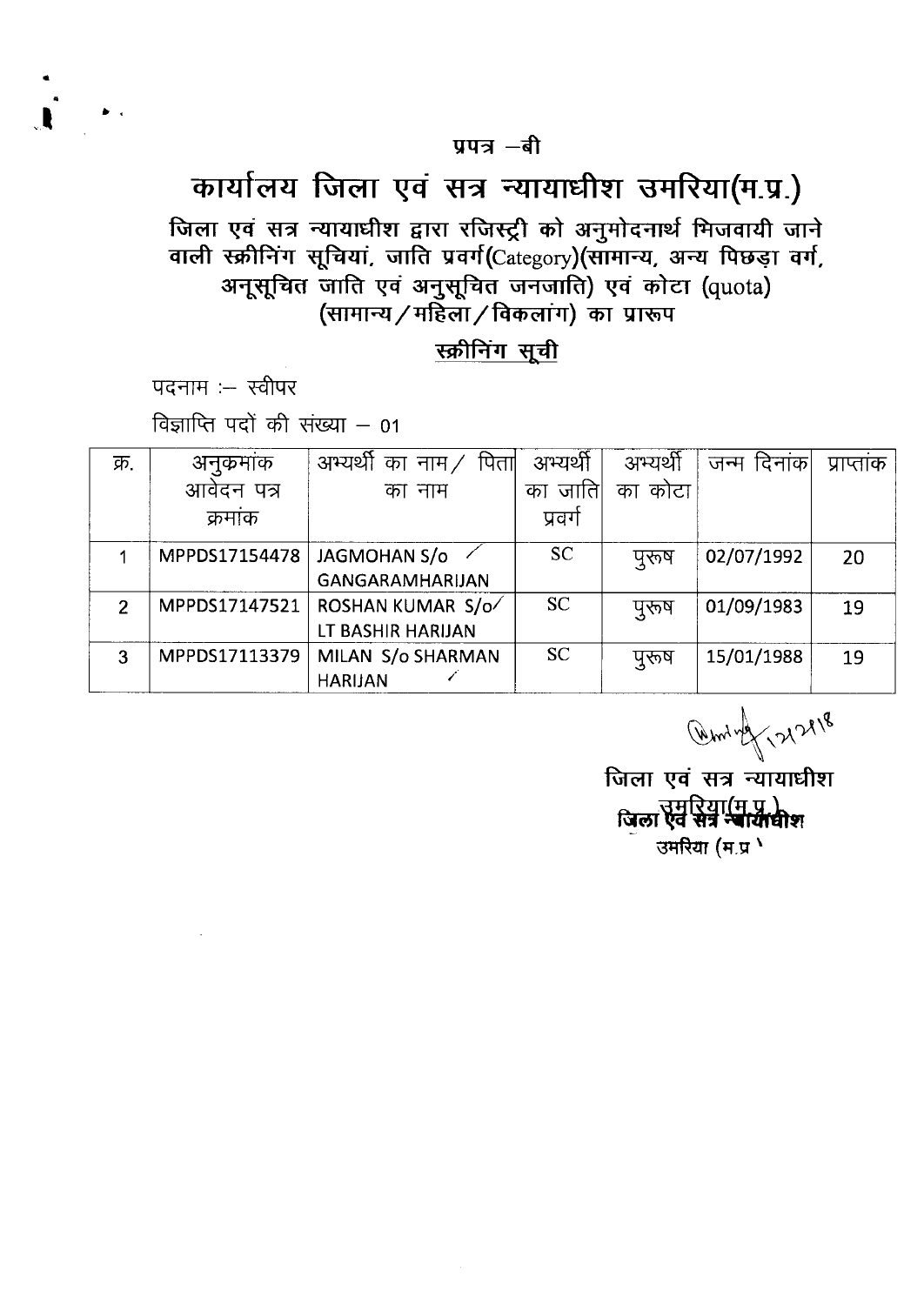प्रपत्र –बी

# कार्यालय जिला एवं सत्र न्यायाधीश उमरिया(म.प्र.)

**जिला एवं सत्र न्यायाधीश द्वारा रजिस्ट्री को अनुमोदनार्थ भिजवायी जाने वाली स्क्रीनिंग सूचियां, जाति प्रवर्ग(Category)(सामान्य, अन्य पिछड़ा वर्ग, अनूसूचित जाति एवं अनुसूचित जनजाति) एवं कोटा (quota) (सामान्य/महिला/विकलांग) का प्रारूप**

## स्क्रीनिंग सूची

पदनाम :– स्वीपर

विज्ञाप्ति पदों की संख्या – 01

| क्र. | अनुक्रमांक आवेदन पत्र क्रमांक | अभ्यर्थी का नाम/ पिता का नाम | अभ्यर्थी का जाति प्रवर्ग | अभ्यर्थी का कोटा | जन्म दिनांक | प्राप्तांक |
|---|---|---|---|---|---|---|
| 1 | MPPDS17154478 | JAGMOHAN S/o GANGARAMHARIJAN | SC | पुरूष | 02/07/1992 | 20 |
| 2 | MPPDS17147521 | ROSHAN KUMAR S/o LT BASHIR HARIJAN | SC | पुरूष | 01/09/1983 | 19 |
| 3 | MPPDS17113379 | MILAN S/o SHARMAN HARIJAN | SC | पुरूष | 15/01/1988 | 19 |

जिला एवं सत्र न्यायाधीश
उमरिया(म.प्र.)

जिला एवं सत्र न्यायाधीश
उमरिया (म.प्र.)